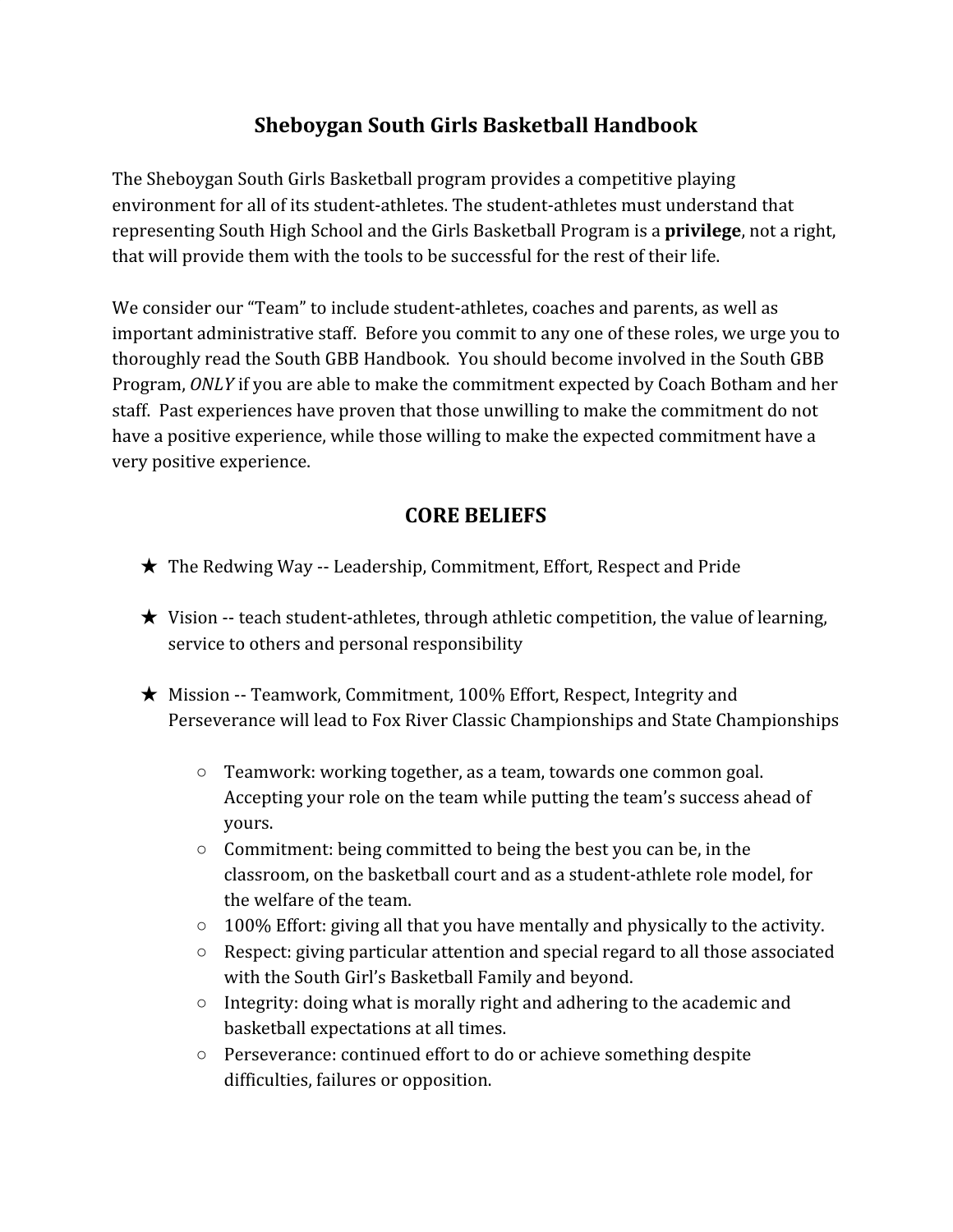# Sheboygan South Girls Basketball Handbook

The Sheboygan South Girls Basketball program provides a competitive playing environment for all of its student-athletes. The student-athletes must understand that representing South High School and the Girls Basketball Program is a **privilege**, not a right, that will provide them with the tools to be successful for the rest of their life.

We consider our "Team" to include student-athletes, coaches and parents, as well as important administrative staff. Before you commit to any one of these roles, we urge you to thoroughly read the South GBB Handbook. You should become involved in the South GBB Program, *ONLY* if you are able to make the commitment expected by Coach Botham and her staff. Past experiences have proven that those unwilling to make the commitment do not have a positive experience, while those willing to make the expected commitment have a very positive experience.

## CORE BELIEFS

- The Redwing Way -- Leadership, Commitment, Effort, Respect and Pride
- Vision -- teach student-athletes, through athletic competition, the value of learning, service to others and personal responsibility
- Mission -- Teamwork, Commitment, 100% Effort, Respect, Integrity and Perseverance will lead to Fox River Classic Championships and State Championships
    - Teamwork: working together, as a team, towards one common goal. Accepting your role on the team while putting the team's success ahead of yours.
    - Commitment: being committed to being the best you can be, in the classroom, on the basketball court and as a student-athlete role model, for the welfare of the team.
    - 100% Effort: giving all that you have mentally and physically to the activity.
    - Respect: giving particular attention and special regard to all those associated with the South Girl's Basketball Family and beyond.
    - Integrity: doing what is morally right and adhering to the academic and basketball expectations at all times.
    - Perseverance: continued effort to do or achieve something despite difficulties, failures or opposition.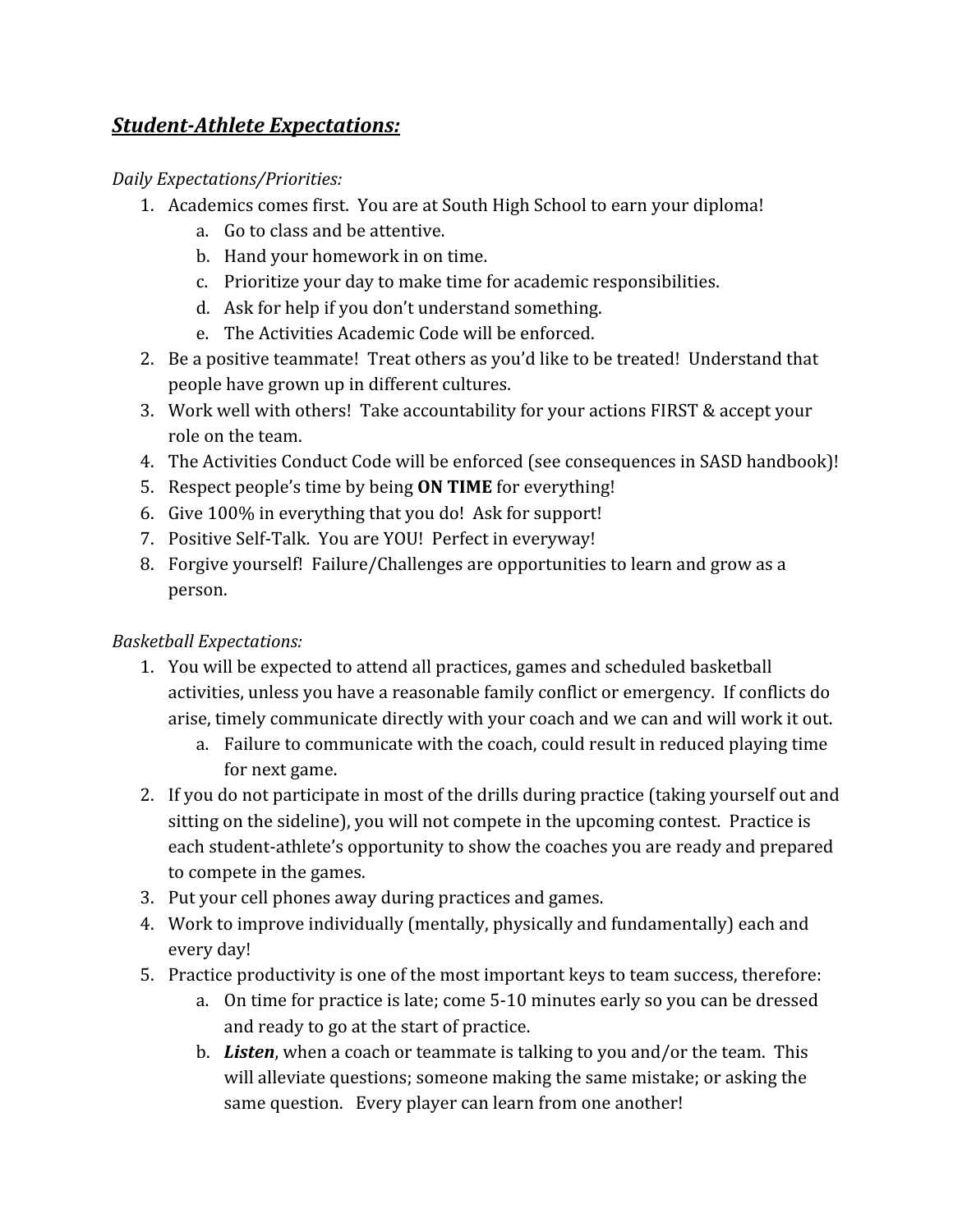## ***Student-Athlete Expectations:***

*Daily Expectations/Priorities:*

1. Academics comes first. You are at South High School to earn your diploma!
    a. Go to class and be attentive.
    b. Hand your homework in on time.
    c. Prioritize your day to make time for academic responsibilities.
    d. Ask for help if you don't understand something.
    e. The Activities Academic Code will be enforced.
2. Be a positive teammate! Treat others as you'd like to be treated! Understand that people have grown up in different cultures.
3. Work well with others! Take accountability for your actions FIRST & accept your role on the team.
4. The Activities Conduct Code will be enforced (see consequences in SASD handbook)!
5. Respect people's time by being **ON TIME** for everything!
6. Give 100% in everything that you do! Ask for support!
7. Positive Self-Talk. You are YOU! Perfect in everyway!
8. Forgive yourself! Failure/Challenges are opportunities to learn and grow as a person.

*Basketball Expectations:*

1. You will be expected to attend all practices, games and scheduled basketball activities, unless you have a reasonable family conflict or emergency. If conflicts do arise, timely communicate directly with your coach and we can and will work it out.
    a. Failure to communicate with the coach, could result in reduced playing time for next game.
2. If you do not participate in most of the drills during practice (taking yourself out and sitting on the sideline), you will not compete in the upcoming contest. Practice is each student-athlete's opportunity to show the coaches you are ready and prepared to compete in the games.
3. Put your cell phones away during practices and games.
4. Work to improve individually (mentally, physically and fundamentally) each and every day!
5. Practice productivity is one of the most important keys to team success, therefore:
    a. On time for practice is late; come 5-10 minutes early so you can be dressed and ready to go at the start of practice.
    b. ***Listen***, when a coach or teammate is talking to you and/or the team. This will alleviate questions; someone making the same mistake; or asking the same question. Every player can learn from one another!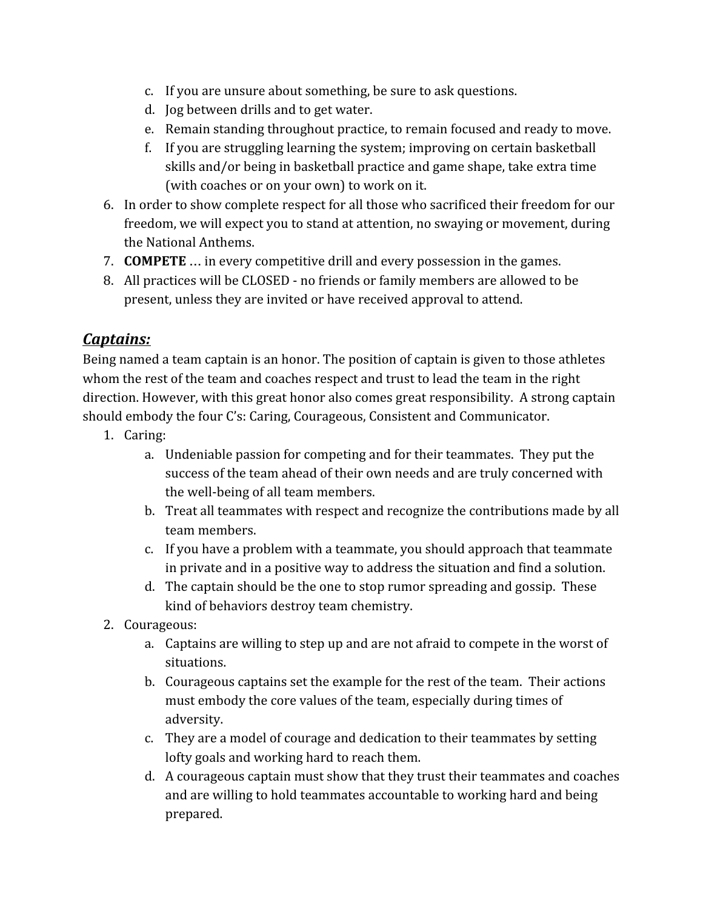c. If you are unsure about something, be sure to ask questions.
d. Jog between drills and to get water.
e. Remain standing throughout practice, to remain focused and ready to move.
f. If you are struggling learning the system; improving on certain basketball skills and/or being in basketball practice and game shape, take extra time (with coaches or on your own) to work on it.

6. In order to show complete respect for all those who sacrificed their freedom for our freedom, we will expect you to stand at attention, no swaying or movement, during the National Anthems.
7. **COMPETE** … in every competitive drill and every possession in the games.
8. All practices will be CLOSED - no friends or family members are allowed to be present, unless they are invited or have received approval to attend.

## ***Captains:***

Being named a team captain is an honor. The position of captain is given to those athletes whom the rest of the team and coaches respect and trust to lead the team in the right direction. However, with this great honor also comes great responsibility. A strong captain should embody the four C's: Caring, Courageous, Consistent and Communicator.

1. Caring:
   a. Undeniable passion for competing and for their teammates. They put the success of the team ahead of their own needs and are truly concerned with the well-being of all team members.
   b. Treat all teammates with respect and recognize the contributions made by all team members.
   c. If you have a problem with a teammate, you should approach that teammate in private and in a positive way to address the situation and find a solution.
   d. The captain should be the one to stop rumor spreading and gossip. These kind of behaviors destroy team chemistry.
2. Courageous:
   a. Captains are willing to step up and are not afraid to compete in the worst of situations.
   b. Courageous captains set the example for the rest of the team. Their actions must embody the core values of the team, especially during times of adversity.
   c. They are a model of courage and dedication to their teammates by setting lofty goals and working hard to reach them.
   d. A courageous captain must show that they trust their teammates and coaches and are willing to hold teammates accountable to working hard and being prepared.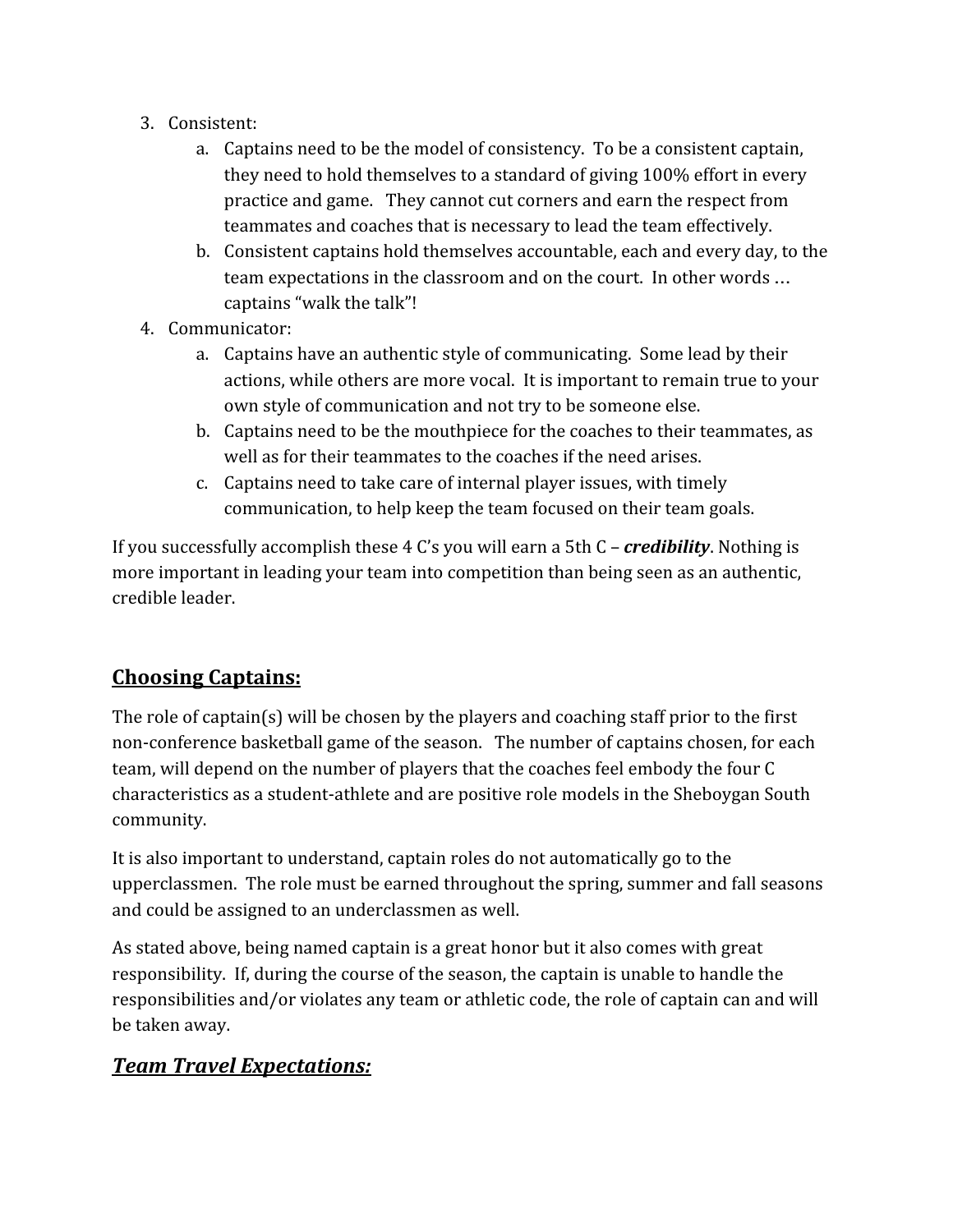3. Consistent:
    a. Captains need to be the model of consistency.  To be a consistent captain, they need to hold themselves to a standard of giving 100% effort in every practice and game.   They cannot cut corners and earn the respect from teammates and coaches that is necessary to lead the team effectively.
    b. Consistent captains hold themselves accountable, each and every day, to the team expectations in the classroom and on the court.  In other words … captains "walk the talk"!
4. Communicator:
    a. Captains have an authentic style of communicating.  Some lead by their actions, while others are more vocal.  It is important to remain true to your own style of communication and not try to be someone else.
    b. Captains need to be the mouthpiece for the coaches to their teammates, as well as for their teammates to the coaches if the need arises.
    c. Captains need to take care of internal player issues, with timely communication, to help keep the team focused on their team goals.

If you successfully accomplish these 4 C's you will earn a 5th C – ***credibility***. Nothing is more important in leading your team into competition than being seen as an authentic, credible leader.

## Choosing Captains:

The role of captain(s) will be chosen by the players and coaching staff prior to the first non-conference basketball game of the season.   The number of captains chosen, for each team, will depend on the number of players that the coaches feel embody the four C characteristics as a student-athlete and are positive role models in the Sheboygan South community.

It is also important to understand, captain roles do not automatically go to the upperclassmen.  The role must be earned throughout the spring, summer and fall seasons and could be assigned to an underclassmen as well.

As stated above, being named captain is a great honor but it also comes with great responsibility.  If, during the course of the season, the captain is unable to handle the responsibilities and/or violates any team or athletic code, the role of captain can and will be taken away.

## *Team Travel Expectations:*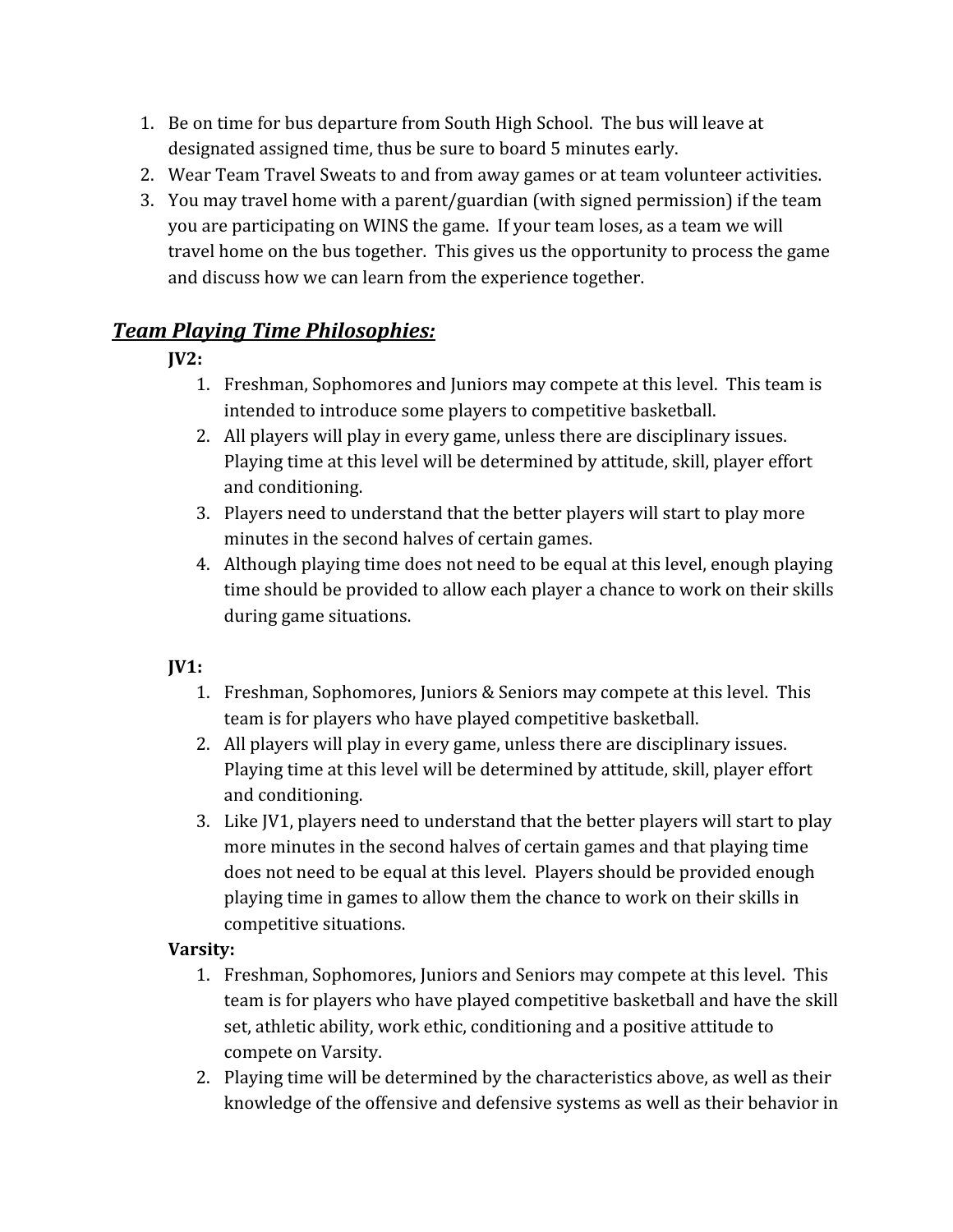1. Be on time for bus departure from South High School. The bus will leave at designated assigned time, thus be sure to board 5 minutes early.
2. Wear Team Travel Sweats to and from away games or at team volunteer activities.
3. You may travel home with a parent/guardian (with signed permission) if the team you are participating on WINS the game. If your team loses, as a team we will travel home on the bus together. This gives us the opportunity to process the game and discuss how we can learn from the experience together.

## ***Team Playing Time Philosophies:***

**JV2:**

1. Freshman, Sophomores and Juniors may compete at this level. This team is intended to introduce some players to competitive basketball.
2. All players will play in every game, unless there are disciplinary issues. Playing time at this level will be determined by attitude, skill, player effort and conditioning.
3. Players need to understand that the better players will start to play more minutes in the second halves of certain games.
4. Although playing time does not need to be equal at this level, enough playing time should be provided to allow each player a chance to work on their skills during game situations.

**JV1:**

1. Freshman, Sophomores, Juniors & Seniors may compete at this level. This team is for players who have played competitive basketball.
2. All players will play in every game, unless there are disciplinary issues. Playing time at this level will be determined by attitude, skill, player effort and conditioning.
3. Like JV1, players need to understand that the better players will start to play more minutes in the second halves of certain games and that playing time does not need to be equal at this level. Players should be provided enough playing time in games to allow them the chance to work on their skills in competitive situations.

**Varsity:**

1. Freshman, Sophomores, Juniors and Seniors may compete at this level. This team is for players who have played competitive basketball and have the skill set, athletic ability, work ethic, conditioning and a positive attitude to compete on Varsity.
2. Playing time will be determined by the characteristics above, as well as their knowledge of the offensive and defensive systems as well as their behavior in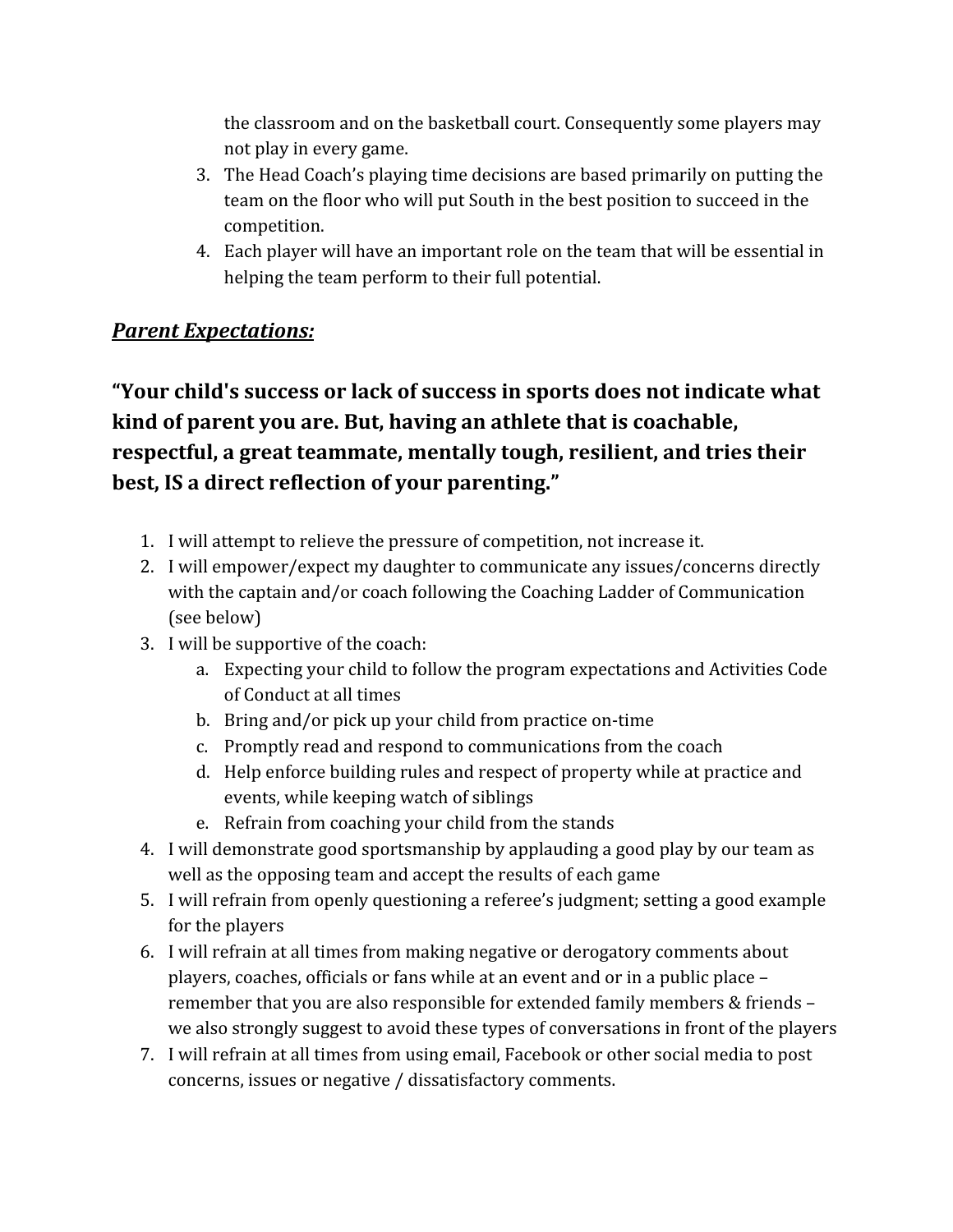the classroom and on the basketball court. Consequently some players may not play in every game.

3. The Head Coach's playing time decisions are based primarily on putting the team on the floor who will put South in the best position to succeed in the competition.
4. Each player will have an important role on the team that will be essential in helping the team perform to their full potential.

## ***Parent Expectations:***

**"Your child's success or lack of success in sports does not indicate what kind of parent you are. But, having an athlete that is coachable, respectful, a great teammate, mentally tough, resilient, and tries their best, IS a direct reflection of your parenting."**

1. I will attempt to relieve the pressure of competition, not increase it.
2. I will empower/expect my daughter to communicate any issues/concerns directly with the captain and/or coach following the Coaching Ladder of Communication (see below)
3. I will be supportive of the coach:
   a. Expecting your child to follow the program expectations and Activities Code of Conduct at all times
   b. Bring and/or pick up your child from practice on-time
   c. Promptly read and respond to communications from the coach
   d. Help enforce building rules and respect of property while at practice and events, while keeping watch of siblings
   e. Refrain from coaching your child from the stands
4. I will demonstrate good sportsmanship by applauding a good play by our team as well as the opposing team and accept the results of each game
5. I will refrain from openly questioning a referee's judgment; setting a good example for the players
6. I will refrain at all times from making negative or derogatory comments about players, coaches, officials or fans while at an event and or in a public place – remember that you are also responsible for extended family members & friends – we also strongly suggest to avoid these types of conversations in front of the players
7. I will refrain at all times from using email, Facebook or other social media to post concerns, issues or negative / dissatisfactory comments.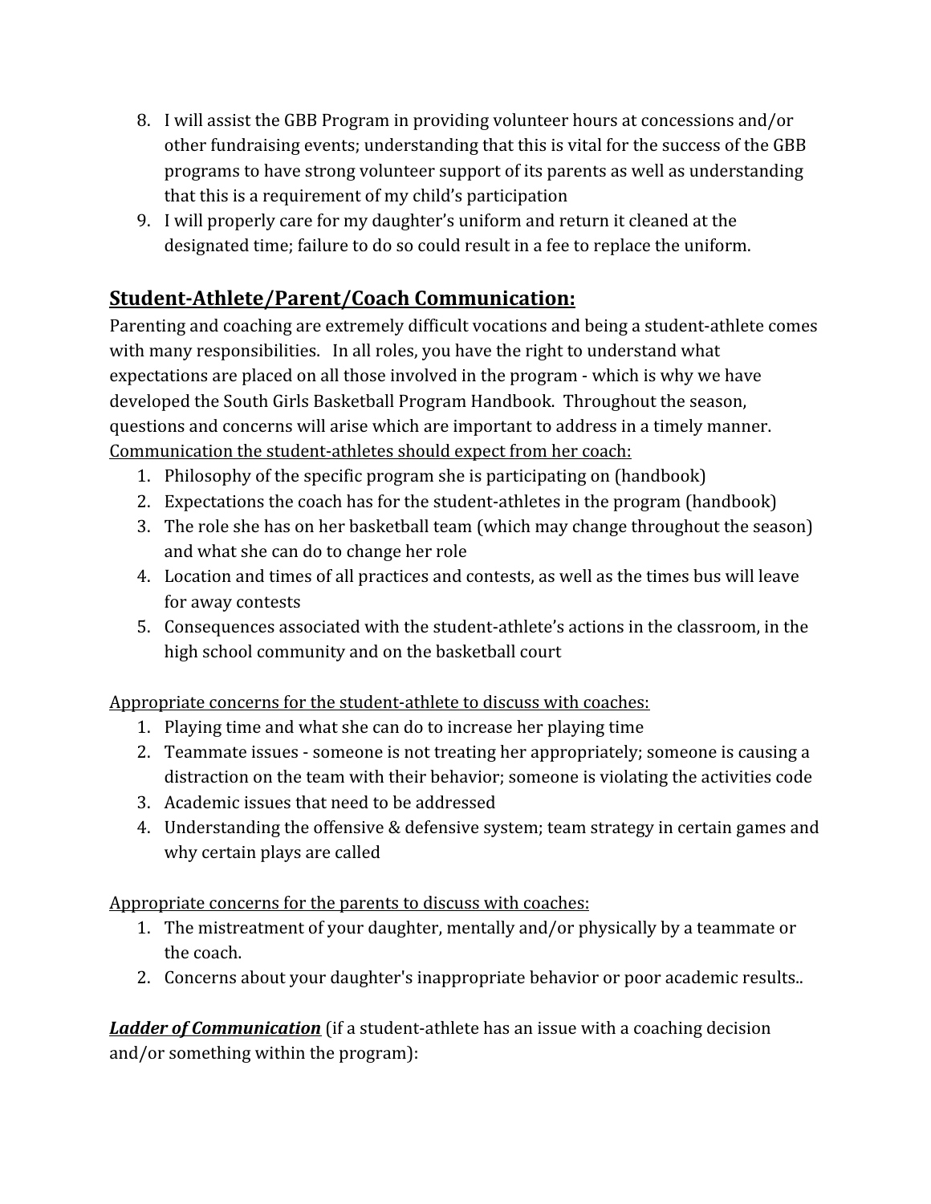8. I will assist the GBB Program in providing volunteer hours at concessions and/or other fundraising events; understanding that this is vital for the success of the GBB programs to have strong volunteer support of its parents as well as understanding that this is a requirement of my child's participation
9. I will properly care for my daughter's uniform and return it cleaned at the designated time; failure to do so could result in a fee to replace the uniform.

## <u>Student-Athlete/Parent/Coach Communication:</u>

Parenting and coaching are extremely difficult vocations and being a student-athlete comes with many responsibilities. In all roles, you have the right to understand what expectations are placed on all those involved in the program - which is why we have developed the South Girls Basketball Program Handbook. Throughout the season, questions and concerns will arise which are important to address in a timely manner.

<u>Communication the student-athletes should expect from her coach:</u>

1. Philosophy of the specific program she is participating on (handbook)
2. Expectations the coach has for the student-athletes in the program (handbook)
3. The role she has on her basketball team (which may change throughout the season) and what she can do to change her role
4. Location and times of all practices and contests, as well as the times bus will leave for away contests
5. Consequences associated with the student-athlete's actions in the classroom, in the high school community and on the basketball court

<u>Appropriate concerns for the student-athlete to discuss with coaches:</u>

1. Playing time and what she can do to increase her playing time
2. Teammate issues - someone is not treating her appropriately; someone is causing a distraction on the team with their behavior; someone is violating the activities code
3. Academic issues that need to be addressed
4. Understanding the offensive & defensive system; team strategy in certain games and why certain plays are called

<u>Appropriate concerns for the parents to discuss with coaches:</u>

1. The mistreatment of your daughter, mentally and/or physically by a teammate or the coach.
2. Concerns about your daughter's inappropriate behavior or poor academic results..

***<u>Ladder of Communication</u>*** (if a student-athlete has an issue with a coaching decision and/or something within the program):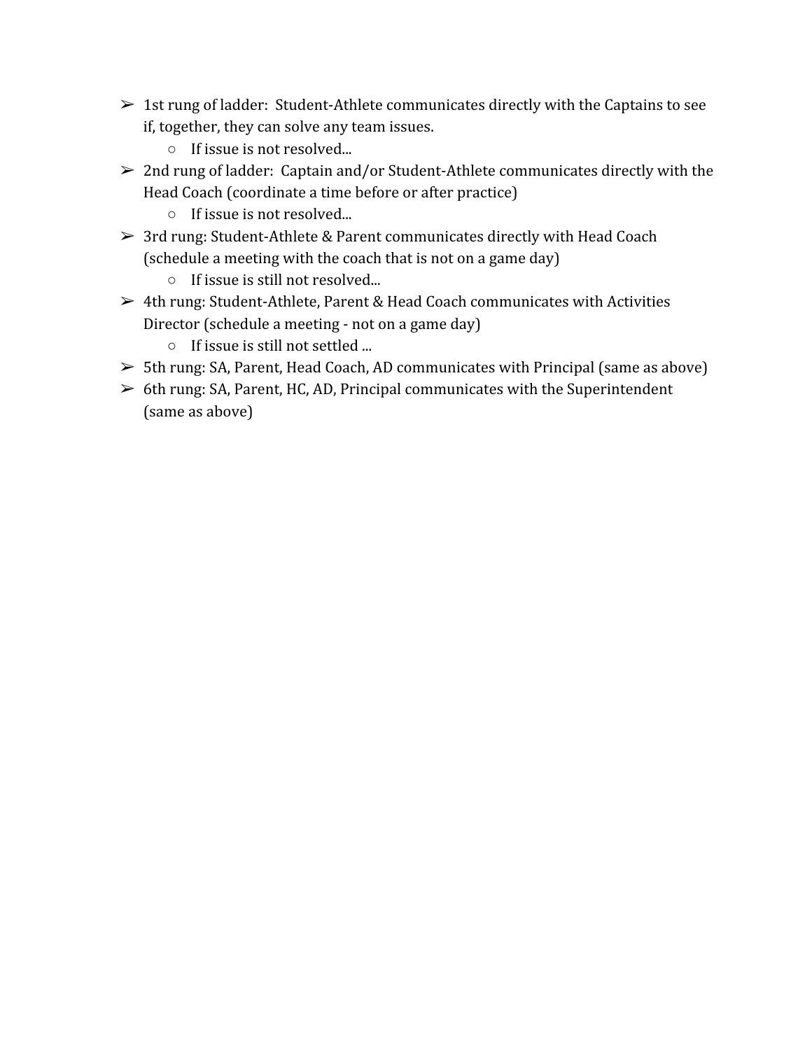- 1st rung of ladder:  Student-Athlete communicates directly with the Captains to see if, together, they can solve any team issues.
    - If issue is not resolved...
- 2nd rung of ladder:  Captain and/or Student-Athlete communicates directly with the Head Coach (coordinate a time before or after practice)
    - If issue is not resolved...
- 3rd rung: Student-Athlete & Parent communicates directly with Head Coach (schedule a meeting with the coach that is not on a game day)
    - If issue is still not resolved...
- 4th rung: Student-Athlete, Parent & Head Coach communicates with Activities Director (schedule a meeting - not on a game day)
    - If issue is still not settled ...
- 5th rung: SA, Parent, Head Coach, AD communicates with Principal (same as above)
- 6th rung: SA, Parent, HC, AD, Principal communicates with the Superintendent (same as above)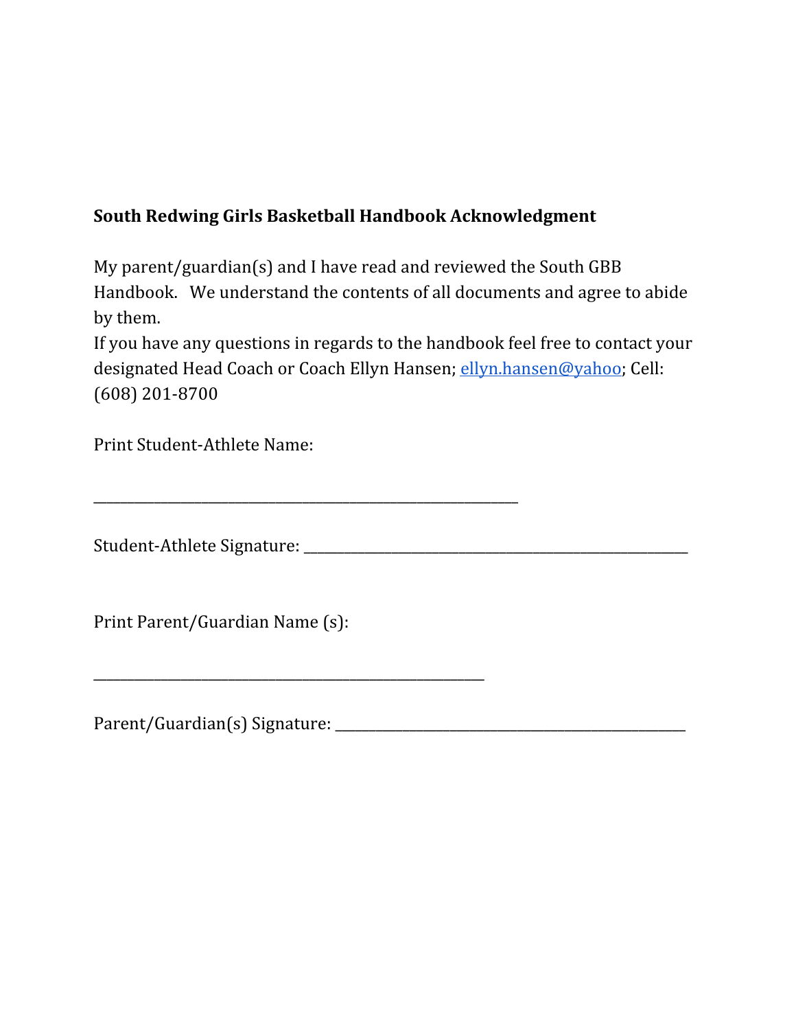**South Redwing Girls Basketball Handbook Acknowledgment**

My parent/guardian(s) and I have read and reviewed the South GBB Handbook. We understand the contents of all documents and agree to abide by them.
If you have any questions in regards to the handbook feel free to contact your designated Head Coach or Coach Ellyn Hansen; ellyn.hansen@yahoo; Cell: (608) 201-8700

Print Student-Athlete Name:

_______________________________________________________

Student-Athlete Signature: __________________________________________________

Print Parent/Guardian Name (s):

___________________________________________________

Parent/Guardian(s) Signature: ______________________________________________